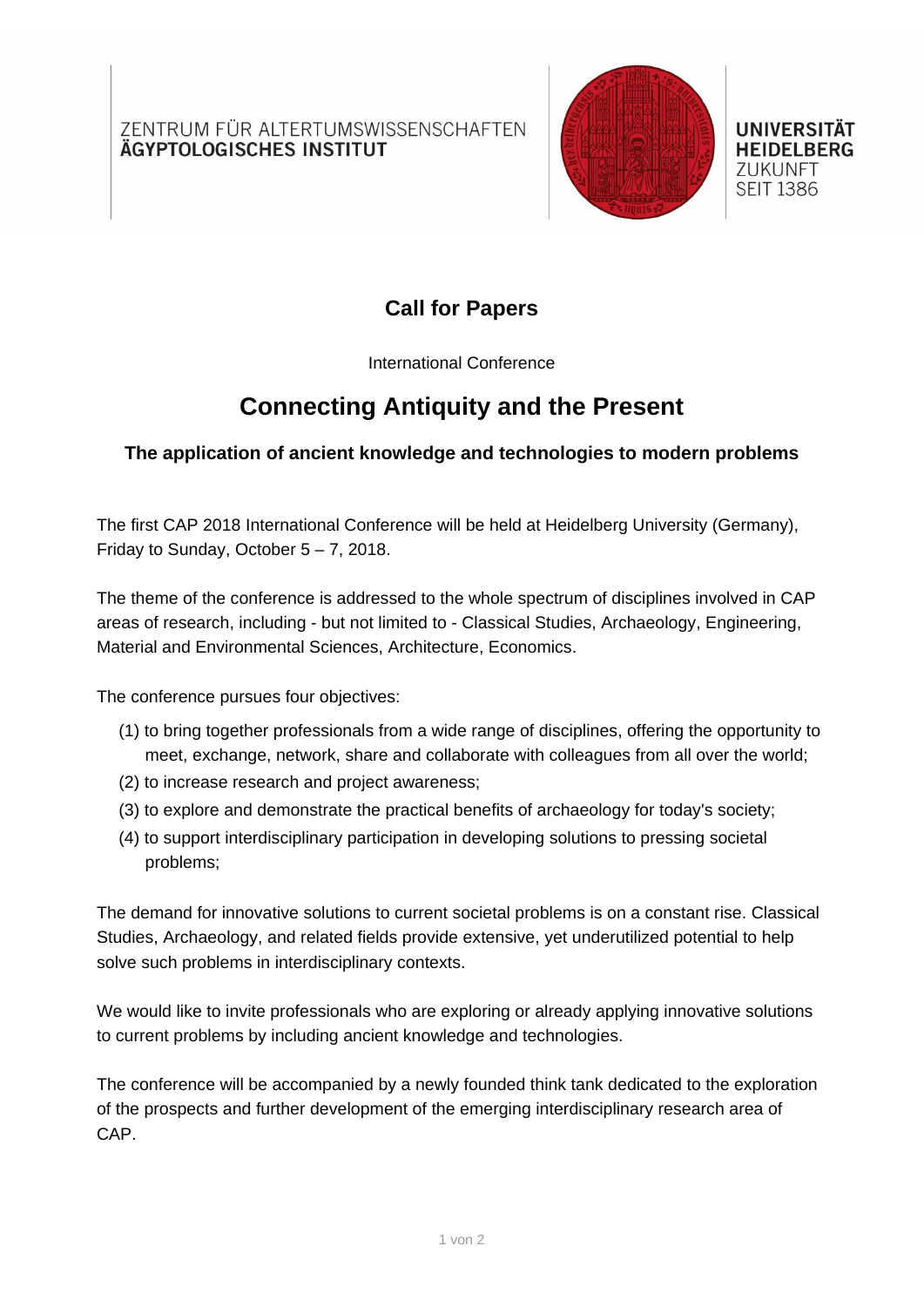ZENTRUM FÜR ALTERTUMSWISSENSCHAFTEN
**ÄGYPTOLOGISCHES INSTITUT**

**UNIVERSITÄT HEIDELBERG**
ZUKUNFT
SEIT 1386

# Call for Papers

International Conference

## Connecting Antiquity and the Present

### The application of ancient knowledge and technologies to modern problems

The first CAP 2018 International Conference will be held at Heidelberg University (Germany), Friday to Sunday, October 5 – 7, 2018.

The theme of the conference is addressed to the whole spectrum of disciplines involved in CAP areas of research, including - but not limited to - Classical Studies, Archaeology, Engineering, Material and Environmental Sciences, Architecture, Economics.

The conference pursues four objectives:

(1) to bring together professionals from a wide range of disciplines, offering the opportunity to meet, exchange, network, share and collaborate with colleagues from all over the world;

(2) to increase research and project awareness;

(3) to explore and demonstrate the practical benefits of archaeology for today's society;

(4) to support interdisciplinary participation in developing solutions to pressing societal problems;

The demand for innovative solutions to current societal problems is on a constant rise. Classical Studies, Archaeology, and related fields provide extensive, yet underutilized potential to help solve such problems in interdisciplinary contexts.

We would like to invite professionals who are exploring or already applying innovative solutions to current problems by including ancient knowledge and technologies.

The conference will be accompanied by a newly founded think tank dedicated to the exploration of the prospects and further development of the emerging interdisciplinary research area of CAP.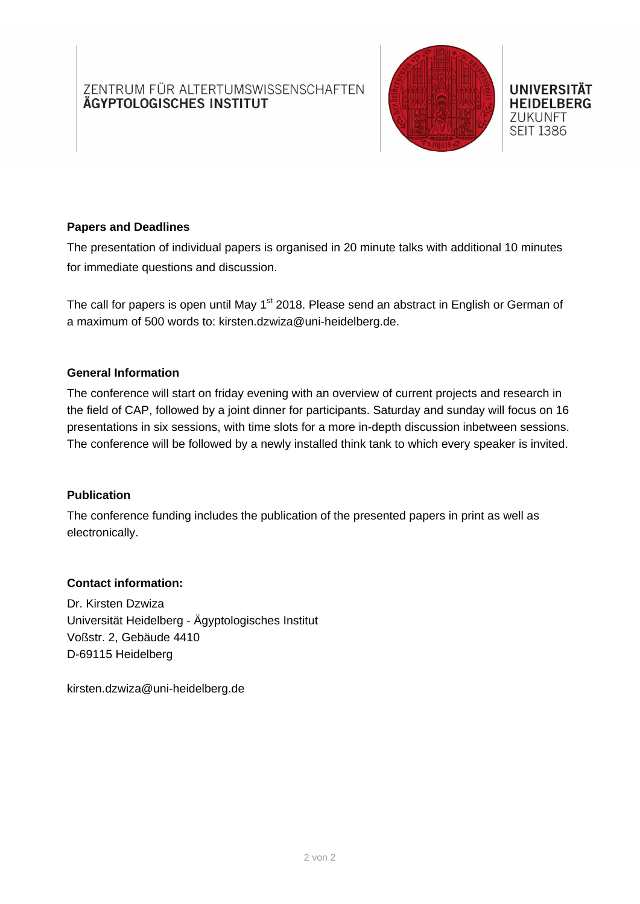ZENTRUM FÜR ALTERTUMSWISSENSCHAFTEN
**ÄGYPTOLOGISCHES INSTITUT**

**UNIVERSITÄT HEIDELBERG**
ZUKUNFT
SEIT 1386

**Papers and Deadlines**

The presentation of individual papers is organised in 20 minute talks with additional 10 minutes for immediate questions and discussion.

The call for papers is open until May 1st 2018. Please send an abstract in English or German of a maximum of 500 words to: kirsten.dzwiza@uni-heidelberg.de.

**General Information**

The conference will start on friday evening with an overview of current projects and research in the field of CAP, followed by a joint dinner for participants. Saturday and sunday will focus on 16 presentations in six sessions, with time slots for a more in-depth discussion inbetween sessions. The conference will be followed by a newly installed think tank to which every speaker is invited.

**Publication**

The conference funding includes the publication of the presented papers in print as well as electronically.

**Contact information:**

Dr. Kirsten Dzwiza
Universität Heidelberg - Ägyptologisches Institut
Voßstr. 2, Gebäude 4410
D-69115 Heidelberg

kirsten.dzwiza@uni-heidelberg.de